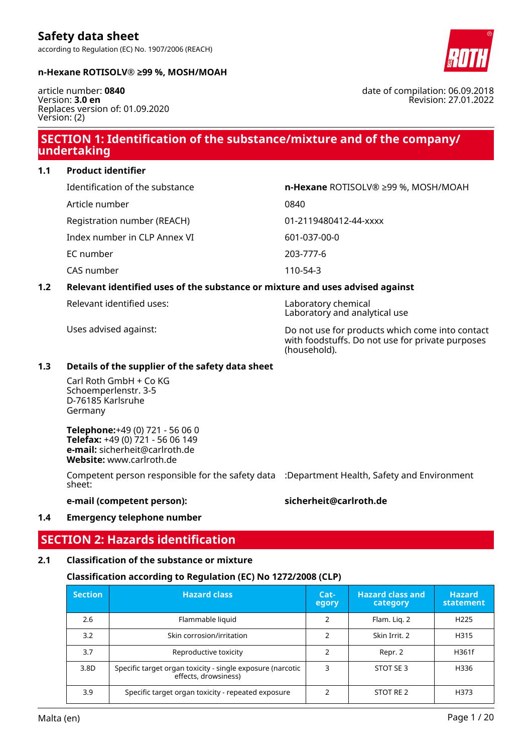# Safety data sheet

according to Regulation (EC) No. 1907/2006 (REACH)

**n-Hexane ROTISOLV® ≥99 %, MOSH/MOAH**

article number: **0840**
Version: **3.0 en**
Replaces version of: 01.09.2020
Version: (2)

date of compilation: 06.09.2018
Revision: 27.01.2022

## SECTION 1: Identification of the substance/mixture and of the company/ undertaking

### 1.1 Product identifier

| | |
|---|---|
| Identification of the substance | **n-Hexane** ROTISOLV® ≥99 %, MOSH/MOAH |
| Article number | 0840 |
| Registration number (REACH) | 01-2119480412-44-xxxx |
| Index number in CLP Annex VI | 601-037-00-0 |
| EC number | 203-777-6 |
| CAS number | 110-54-3 |

### 1.2 Relevant identified uses of the substance or mixture and uses advised against

Relevant identified uses: Laboratory chemical
Laboratory and analytical use

Uses advised against: Do not use for products which come into contact with foodstuffs. Do not use for private purposes (household).

### 1.3 Details of the supplier of the safety data sheet

Carl Roth GmbH + Co KG
Schoemperlenstr. 3-5
D-76185 Karlsruhe
Germany

**Telephone:**+49 (0) 721 - 56 06 0
**Telefax:** +49 (0) 721 - 56 06 149
**e-mail:** sicherheit@carlroth.de
**Website:** www.carlroth.de

Competent person responsible for the safety data sheet: :Department Health, Safety and Environment

**e-mail (competent person):** **sicherheit@carlroth.de**

### 1.4 Emergency telephone number

## SECTION 2: Hazards identification

### 2.1 Classification of the substance or mixture

#### Classification according to Regulation (EC) No 1272/2008 (CLP)

| Section | Hazard class | Category | Hazard class and category | Hazard statement |
|---|---|---|---|---|
| 2.6 | Flammable liquid | 2 | Flam. Liq. 2 | H225 |
| 3.2 | Skin corrosion/irritation | 2 | Skin Irrit. 2 | H315 |
| 3.7 | Reproductive toxicity | 2 | Repr. 2 | H361f |
| 3.8D | Specific target organ toxicity - single exposure (narcotic effects, drowsiness) | 3 | STOT SE 3 | H336 |
| 3.9 | Specific target organ toxicity - repeated exposure | 2 | STOT RE 2 | H373 |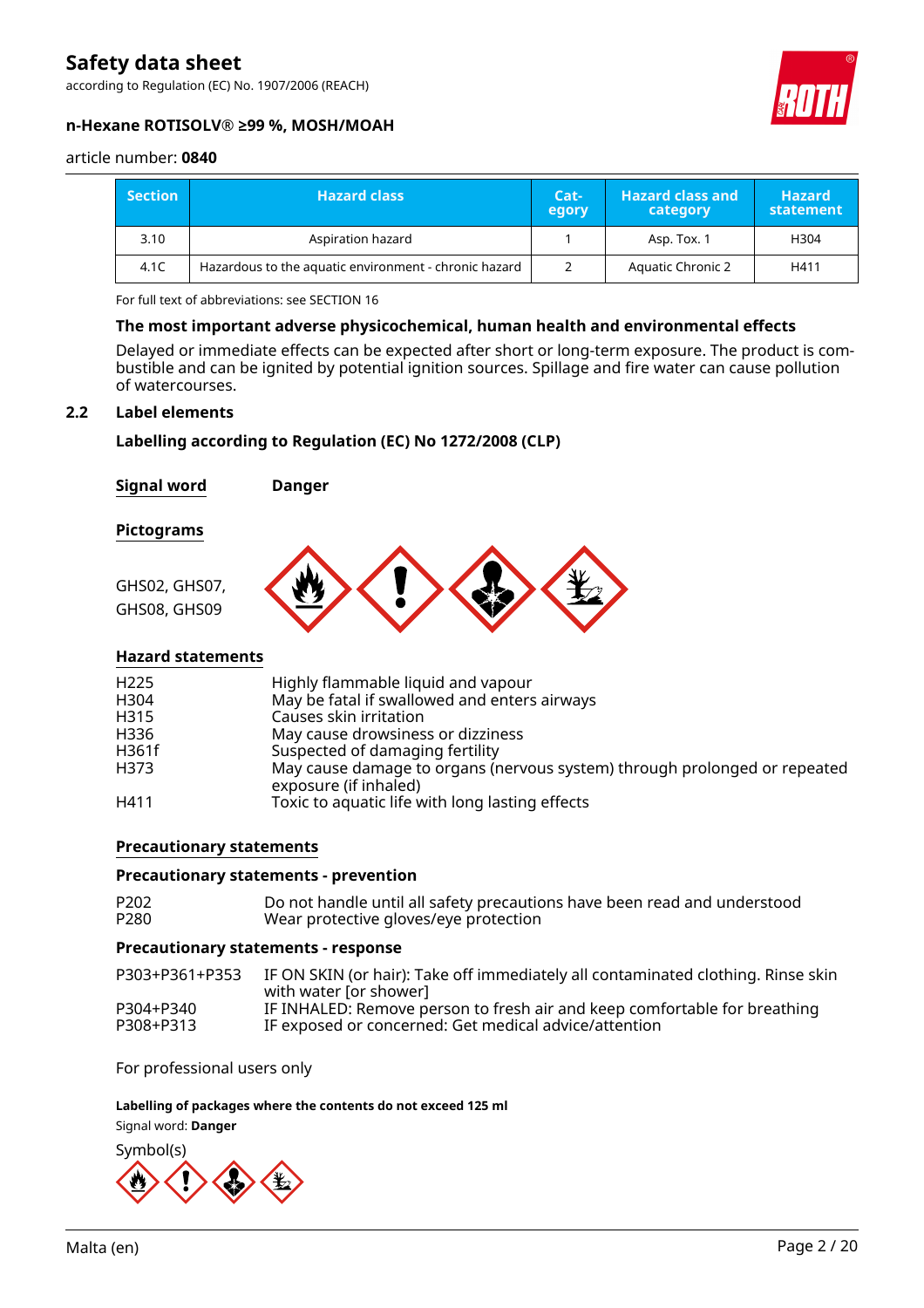| Section | Hazard class | Cat-egory | Hazard class and category | Hazard statement |
|---|---|---|---|---|
| 3.10 | Aspiration hazard | 1 | Asp. Tox. 1 | H304 |
| 4.1C | Hazardous to the aquatic environment - chronic hazard | 2 | Aquatic Chronic 2 | H411 |

For full text of abbreviations: see SECTION 16

**The most important adverse physicochemical, human health and environmental effects**

Delayed or immediate effects can be expected after short or long-term exposure. The product is combustible and can be ignited by potential ignition sources. Spillage and fire water can cause pollution of watercourses.

## 2.2 Label elements

**Labelling according to Regulation (EC) No 1272/2008 (CLP)**

**Signal word** **Danger**

**Pictograms**

GHS02, GHS07, GHS08, GHS09

**Hazard statements**

| | |
|---|---|
| H225 | Highly flammable liquid and vapour |
| H304 | May be fatal if swallowed and enters airways |
| H315 | Causes skin irritation |
| H336 | May cause drowsiness or dizziness |
| H361f | Suspected of damaging fertility |
| H373 | May cause damage to organs (nervous system) through prolonged or repeated exposure (if inhaled) |
| H411 | Toxic to aquatic life with long lasting effects |

**Precautionary statements**

**Precautionary statements - prevention**

| | |
|---|---|
| P202 | Do not handle until all safety precautions have been read and understood |
| P280 | Wear protective gloves/eye protection |

**Precautionary statements - response**

| | |
|---|---|
| P303+P361+P353 | IF ON SKIN (or hair): Take off immediately all contaminated clothing. Rinse skin with water [or shower] |
| P304+P340 | IF INHALED: Remove person to fresh air and keep comfortable for breathing |
| P308+P313 | IF exposed or concerned: Get medical advice/attention |

For professional users only

**Labelling of packages where the contents do not exceed 125 ml**

Signal word: **Danger**

Symbol(s)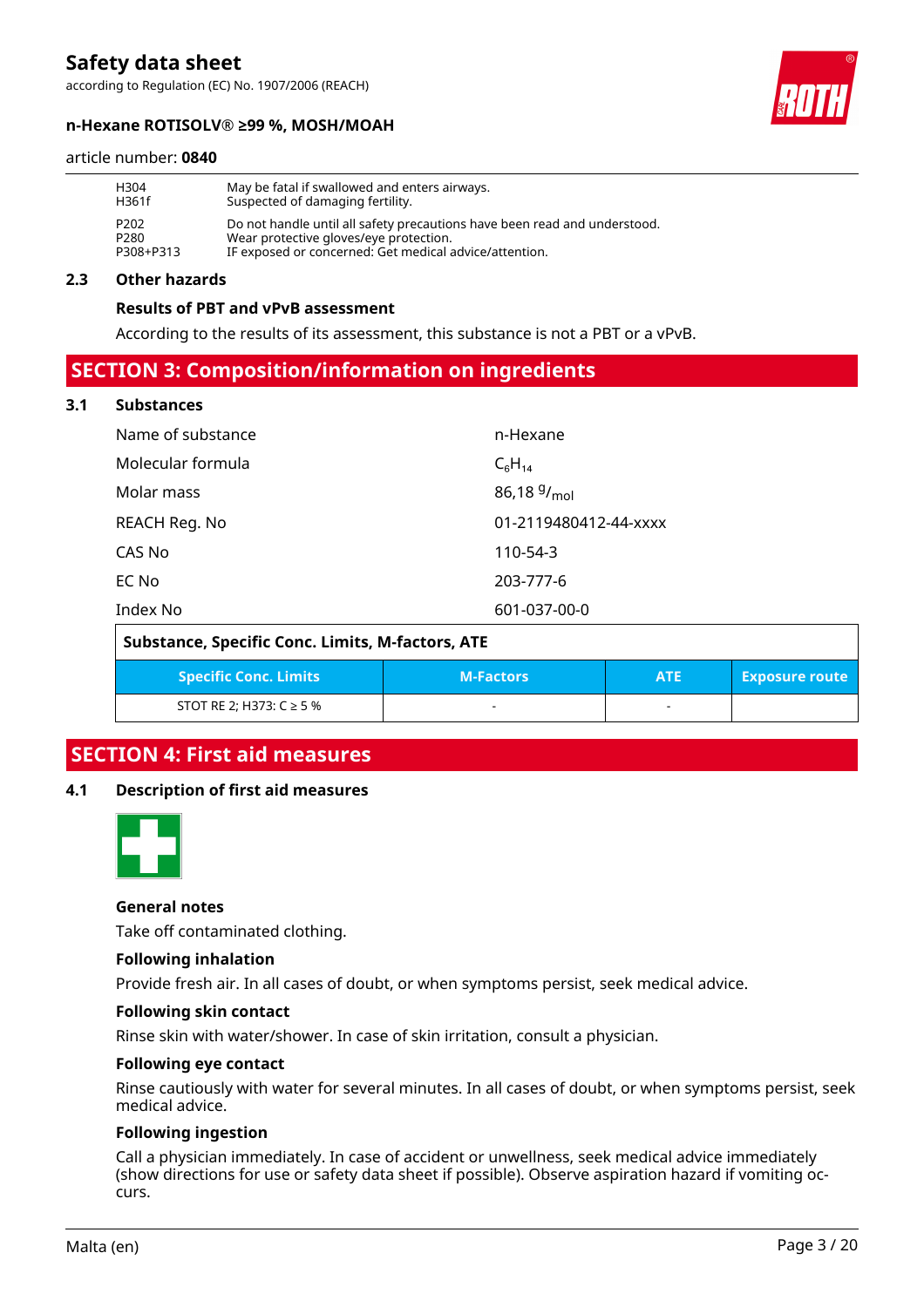| | |
|---|---|
| H304 | May be fatal if swallowed and enters airways. |
| H361f | Suspected of damaging fertility. |
| P202 | Do not handle until all safety precautions have been read and understood. |
| P280 | Wear protective gloves/eye protection. |
| P308+P313 | IF exposed or concerned: Get medical advice/attention. |

### 2.3 Other hazards

**Results of PBT and vPvB assessment**

According to the results of its assessment, this substance is not a PBT or a vPvB.

## SECTION 3: Composition/information on ingredients

### 3.1 Substances

| | |
|---|---|
| Name of substance | n-Hexane |
| Molecular formula | $C_6H_{14}$ |
| Molar mass | 86,18 $^{g}/_{mol}$ |
| REACH Reg. No | 01-2119480412-44-xxxx |
| CAS No | 110-54-3 |
| EC No | 203-777-6 |
| Index No | 601-037-00-0 |

**Substance, Specific Conc. Limits, M-factors, ATE**

| Specific Conc. Limits | M-Factors | ATE | Exposure route |
|---|---|---|---|
| STOT RE 2; H373: C ≥ 5 % | - | - | |

## SECTION 4: First aid measures

### 4.1 Description of first aid measures

**General notes**

Take off contaminated clothing.

**Following inhalation**

Provide fresh air. In all cases of doubt, or when symptoms persist, seek medical advice.

**Following skin contact**

Rinse skin with water/shower. In case of skin irritation, consult a physician.

**Following eye contact**

Rinse cautiously with water for several minutes. In all cases of doubt, or when symptoms persist, seek medical advice.

**Following ingestion**

Call a physician immediately. In case of accident or unwellness, seek medical advice immediately (show directions for use or safety data sheet if possible). Observe aspiration hazard if vomiting occurs.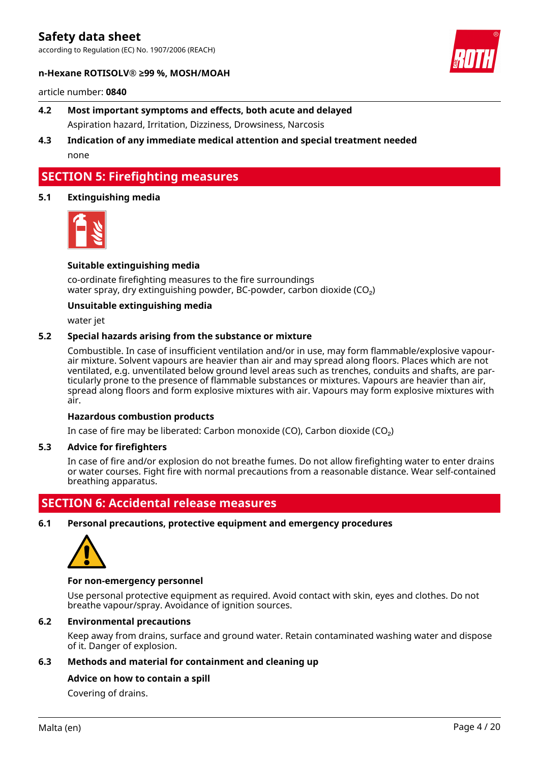### 4.2 Most important symptoms and effects, both acute and delayed

Aspiration hazard, Irritation, Dizziness, Drowsiness, Narcosis

### 4.3 Indication of any immediate medical attention and special treatment needed

none

## SECTION 5: Firefighting measures

### 5.1 Extinguishing media

**Suitable extinguishing media**

co-ordinate firefighting measures to the fire surroundings
water spray, dry extinguishing powder, BC-powder, carbon dioxide ($CO_2$)

**Unsuitable extinguishing media**

water jet

### 5.2 Special hazards arising from the substance or mixture

Combustible. In case of insufficient ventilation and/or in use, may form flammable/explosive vapour-air mixture. Solvent vapours are heavier than air and may spread along floors. Places which are not ventilated, e.g. unventilated below ground level areas such as trenches, conduits and shafts, are particularly prone to the presence of flammable substances or mixtures. Vapours are heavier than air, spread along floors and form explosive mixtures with air. Vapours may form explosive mixtures with air.

**Hazardous combustion products**

In case of fire may be liberated: Carbon monoxide (CO), Carbon dioxide ($CO_2$)

### 5.3 Advice for firefighters

In case of fire and/or explosion do not breathe fumes. Do not allow firefighting water to enter drains or water courses. Fight fire with normal precautions from a reasonable distance. Wear self-contained breathing apparatus.

## SECTION 6: Accidental release measures

### 6.1 Personal precautions, protective equipment and emergency procedures

**For non-emergency personnel**

Use personal protective equipment as required. Avoid contact with skin, eyes and clothes. Do not breathe vapour/spray. Avoidance of ignition sources.

### 6.2 Environmental precautions

Keep away from drains, surface and ground water. Retain contaminated washing water and dispose of it. Danger of explosion.

### 6.3 Methods and material for containment and cleaning up

**Advice on how to contain a spill**

Covering of drains.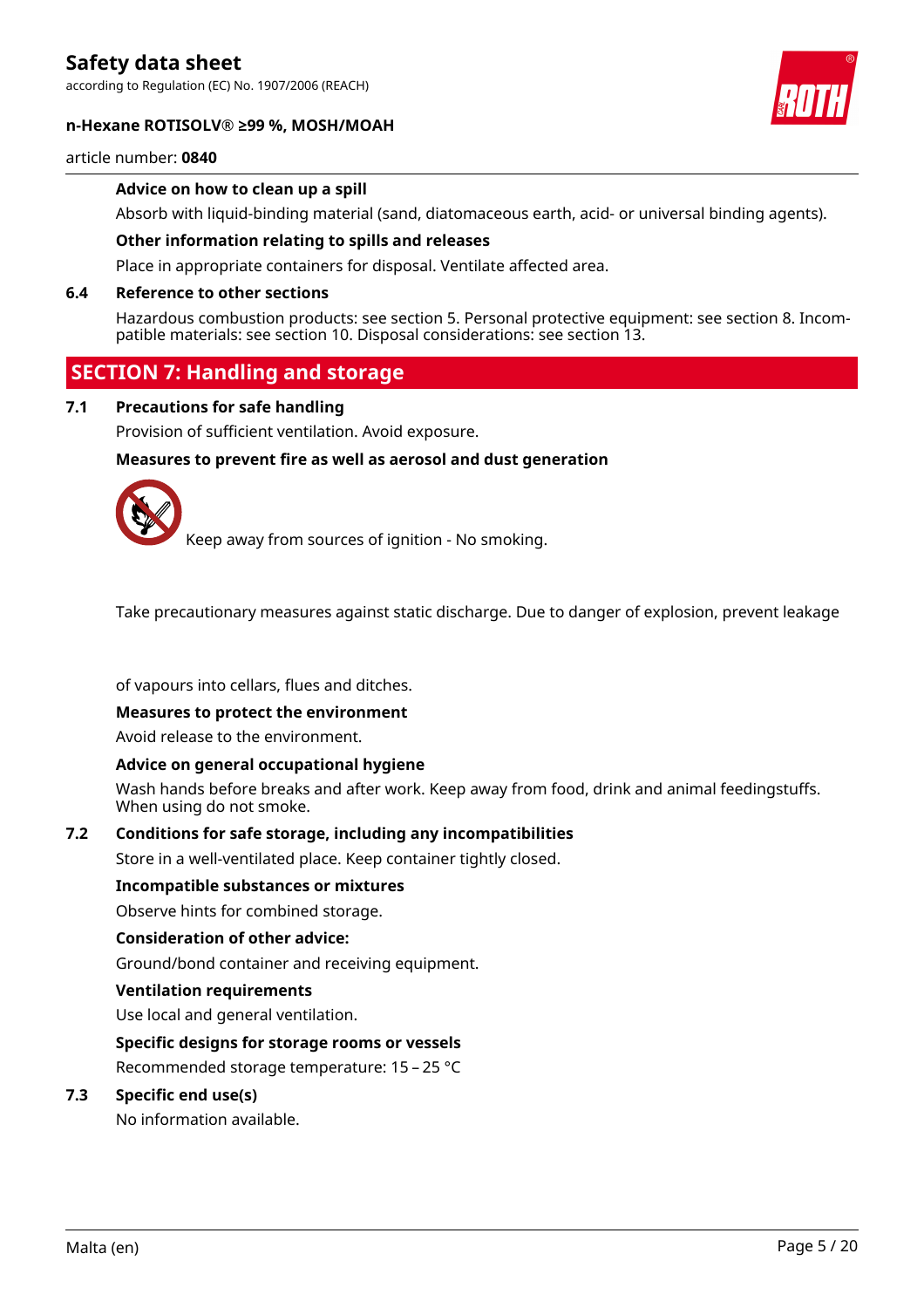**Advice on how to clean up a spill**

Absorb with liquid-binding material (sand, diatomaceous earth, acid- or universal binding agents).

**Other information relating to spills and releases**

Place in appropriate containers for disposal. Ventilate affected area.

### 6.4 Reference to other sections

Hazardous combustion products: see section 5. Personal protective equipment: see section 8. Incompatible materials: see section 10. Disposal considerations: see section 13.

## SECTION 7: Handling and storage

### 7.1 Precautions for safe handling

Provision of sufficient ventilation. Avoid exposure.

**Measures to prevent fire as well as aerosol and dust generation**

Keep away from sources of ignition - No smoking.

Take precautionary measures against static discharge. Due to danger of explosion, prevent leakage of vapours into cellars, flues and ditches.

**Measures to protect the environment**

Avoid release to the environment.

**Advice on general occupational hygiene**

Wash hands before breaks and after work. Keep away from food, drink and animal feedingstuffs. When using do not smoke.

### 7.2 Conditions for safe storage, including any incompatibilities

Store in a well-ventilated place. Keep container tightly closed.

**Incompatible substances or mixtures**

Observe hints for combined storage.

**Consideration of other advice:**

Ground/bond container and receiving equipment.

**Ventilation requirements**

Use local and general ventilation.

**Specific designs for storage rooms or vessels**

Recommended storage temperature: 15 – 25 °C

### 7.3 Specific end use(s)

No information available.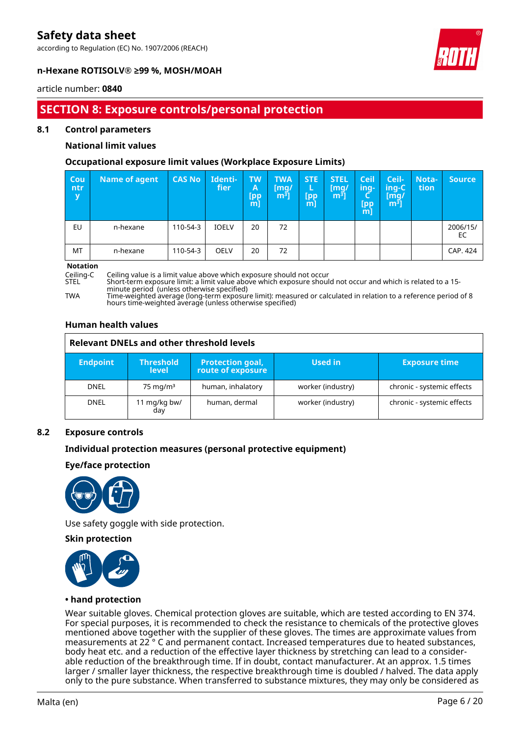## SECTION 8: Exposure controls/personal protection

### 8.1 Control parameters

#### National limit values

#### Occupational exposure limit values (Workplace Exposure Limits)

| Country | Name of agent | CAS No | Identifier | TWA [ppm] | TWA [mg/m³] | STEL [ppm] | STEL [mg/m³] | Ceiling-C [ppm] | Ceiling-C [mg/m³] | Notation | Source |
|---|---|---|---|---|---|---|---|---|---|---|---|
| EU | n-hexane | 110-54-3 | IOELV | 20 | 72 | | | | | | 2006/15/EC |
| MT | n-hexane | 110-54-3 | OELV | 20 | 72 | | | | | | CAP. 424 |

**Notation**

Ceiling-C Ceiling value is a limit value above which exposure should not occur
STEL Short-term exposure limit: a limit value above which exposure should not occur and which is related to a 15-minute period (unless otherwise specified)
TWA Time-weighted average (long-term exposure limit): measured or calculated in relation to a reference period of 8 hours time-weighted average (unless otherwise specified)

#### Human health values

**Relevant DNELs and other threshold levels**

| Endpoint | Threshold level | Protection goal, route of exposure | Used in | Exposure time |
|---|---|---|---|---|
| DNEL | 75 mg/m³ | human, inhalatory | worker (industry) | chronic - systemic effects |
| DNEL | 11 mg/kg bw/day | human, dermal | worker (industry) | chronic - systemic effects |

### 8.2 Exposure controls

#### Individual protection measures (personal protective equipment)

#### Eye/face protection

Use safety goggle with side protection.

#### Skin protection

**• hand protection**

Wear suitable gloves. Chemical protection gloves are suitable, which are tested according to EN 374. For special purposes, it is recommended to check the resistance to chemicals of the protective gloves mentioned above together with the supplier of these gloves. The times are approximate values from measurements at 22 ° C and permanent contact. Increased temperatures due to heated substances, body heat etc. and a reduction of the effective layer thickness by stretching can lead to a considerable reduction of the breakthrough time. If in doubt, contact manufacturer. At an approx. 1.5 times larger / smaller layer thickness, the respective breakthrough time is doubled / halved. The data apply only to the pure substance. When transferred to substance mixtures, they may only be considered as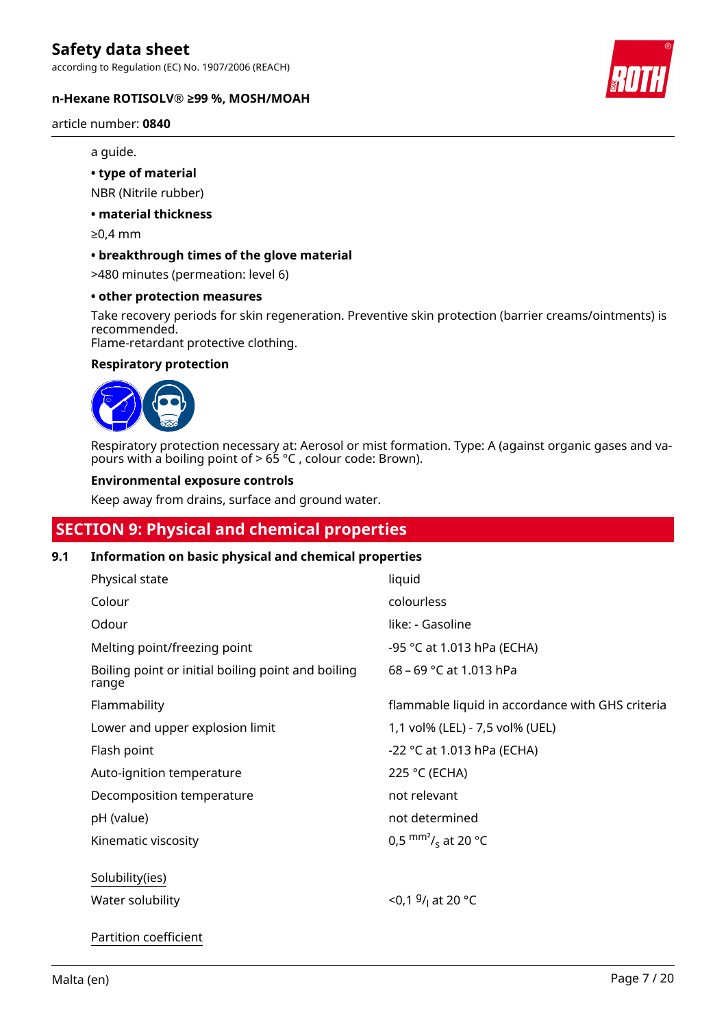a guide.

**• type of material**

NBR (Nitrile rubber)

**• material thickness**

≥0,4 mm

**• breakthrough times of the glove material**

>480 minutes (permeation: level 6)

**• other protection measures**

Take recovery periods for skin regeneration. Preventive skin protection (barrier creams/ointments) is recommended.
Flame-retardant protective clothing.

**Respiratory protection**

Respiratory protection necessary at: Aerosol or mist formation. Type: A (against organic gases and vapours with a boiling point of > 65 °C , colour code: Brown).

**Environmental exposure controls**

Keep away from drains, surface and ground water.

## SECTION 9: Physical and chemical properties

### 9.1 Information on basic physical and chemical properties

| | |
|---|---|
| Physical state | liquid |
| Colour | colourless |
| Odour | like: - Gasoline |
| Melting point/freezing point | -95 °C at 1.013 hPa (ECHA) |
| Boiling point or initial boiling point and boiling range | 68 – 69 °C at 1.013 hPa |
| Flammability | flammable liquid in accordance with GHS criteria |
| Lower and upper explosion limit | 1,1 vol% (LEL) - 7,5 vol% (UEL) |
| Flash point | -22 °C at 1.013 hPa (ECHA) |
| Auto-ignition temperature | 225 °C (ECHA) |
| Decomposition temperature | not relevant |
| pH (value) | not determined |
| Kinematic viscosity | 0,5 $^{mm^2}/_s$ at 20 °C |

Solubility(ies)

| | |
|---|---|
| Water solubility | <0,1 $^{g}/_{l}$ at 20 °C |

Partition coefficient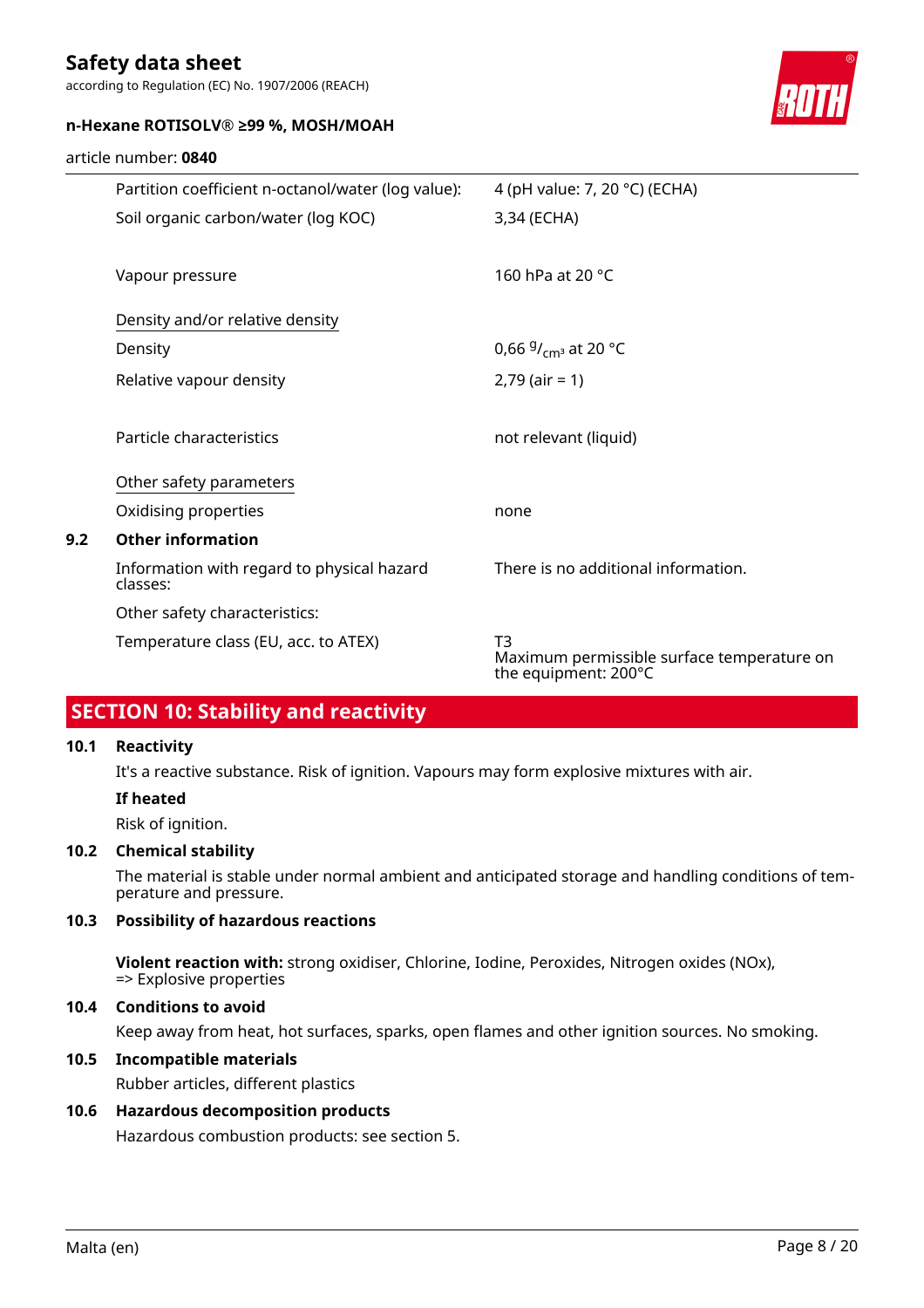| | |
|---|---|
| Partition coefficient n-octanol/water (log value): | 4 (pH value: 7, 20 °C) (ECHA) |
| Soil organic carbon/water (log KOC) | 3,34 (ECHA) |
| | |
| Vapour pressure | 160 hPa at 20 °C |
| | |
| Density and/or relative density | |
| Density | 0,66 $^{g}/_{cm^3}$ at 20 °C |
| Relative vapour density | 2,79 (air = 1) |
| | |
| Particle characteristics | not relevant (liquid) |
| | |
| Other safety parameters | |
| Oxidising properties | none |

### 9.2 Other information

| | |
|---|---|
| Information with regard to physical hazard classes: | There is no additional information. |
| Other safety characteristics: | |
| Temperature class (EU, acc. to ATEX) | T3<br>Maximum permissible surface temperature on the equipment: 200°C |

## SECTION 10: Stability and reactivity

### 10.1 Reactivity

It's a reactive substance. Risk of ignition. Vapours may form explosive mixtures with air.

**If heated**

Risk of ignition.

### 10.2 Chemical stability

The material is stable under normal ambient and anticipated storage and handling conditions of temperature and pressure.

### 10.3 Possibility of hazardous reactions

**Violent reaction with:** strong oxidiser, Chlorine, Iodine, Peroxides, Nitrogen oxides (NOx), => Explosive properties

### 10.4 Conditions to avoid

Keep away from heat, hot surfaces, sparks, open flames and other ignition sources. No smoking.

### 10.5 Incompatible materials

Rubber articles, different plastics

### 10.6 Hazardous decomposition products

Hazardous combustion products: see section 5.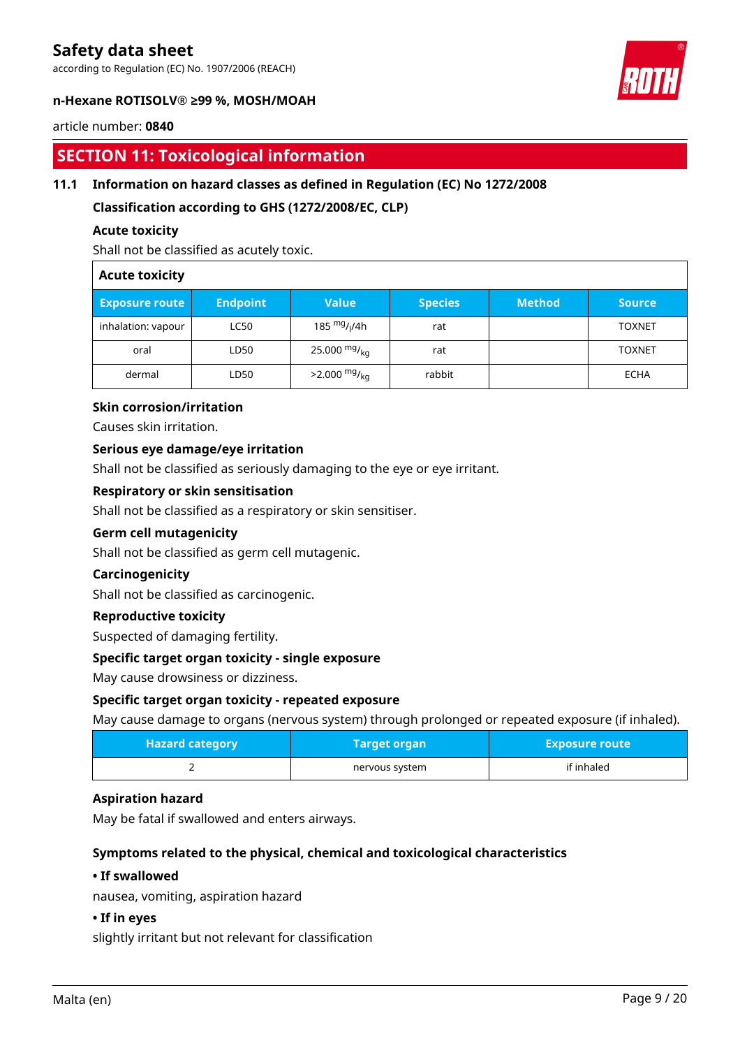## SECTION 11: Toxicological information

### 11.1 Information on hazard classes as defined in Regulation (EC) No 1272/2008

**Classification according to GHS (1272/2008/EC, CLP)**

**Acute toxicity**

Shall not be classified as acutely toxic.

**Acute toxicity**

| Exposure route | Endpoint | Value | Species | Method | Source |
|---|---|---|---|---|---|
| inhalation: vapour | LC50 | 185 $^{mg}/_{l}$/4h | rat | | TOXNET |
| oral | LD50 | 25.000 $^{mg}/_{kg}$ | rat | | TOXNET |
| dermal | LD50 | >2.000 $^{mg}/_{kg}$ | rabbit | | ECHA |

**Skin corrosion/irritation**

Causes skin irritation.

**Serious eye damage/eye irritation**

Shall not be classified as seriously damaging to the eye or eye irritant.

**Respiratory or skin sensitisation**

Shall not be classified as a respiratory or skin sensitiser.

**Germ cell mutagenicity**

Shall not be classified as germ cell mutagenic.

**Carcinogenicity**

Shall not be classified as carcinogenic.

**Reproductive toxicity**

Suspected of damaging fertility.

**Specific target organ toxicity - single exposure**

May cause drowsiness or dizziness.

**Specific target organ toxicity - repeated exposure**

May cause damage to organs (nervous system) through prolonged or repeated exposure (if inhaled).

| Hazard category | Target organ | Exposure route |
|---|---|---|
| 2 | nervous system | if inhaled |

**Aspiration hazard**

May be fatal if swallowed and enters airways.

**Symptoms related to the physical, chemical and toxicological characteristics**

**• If swallowed**

nausea, vomiting, aspiration hazard

**• If in eyes**

slightly irritant but not relevant for classification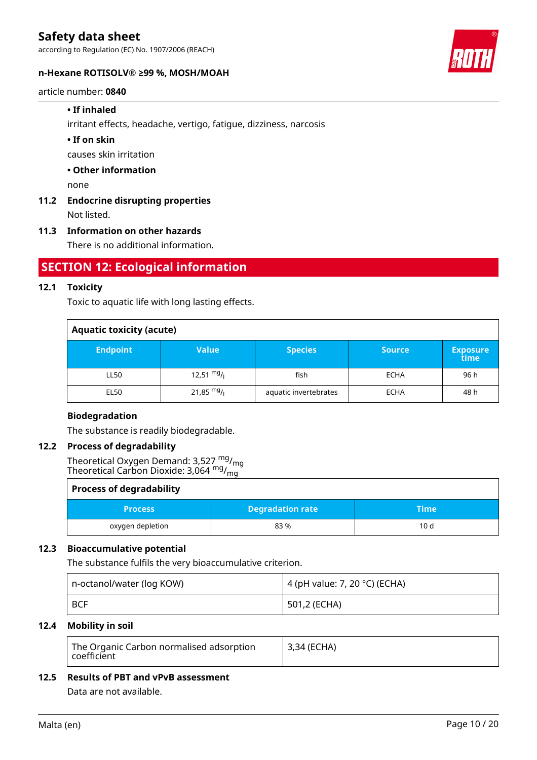- **If inhaled**

  irritant effects, headache, vertigo, fatigue, dizziness, narcosis

- **If on skin**

  causes skin irritation

- **Other information**

  none

### 11.2 Endocrine disrupting properties

Not listed.

### 11.3 Information on other hazards

There is no additional information.

## SECTION 12: Ecological information

### 12.1 Toxicity

Toxic to aquatic life with long lasting effects.

**Aquatic toxicity (acute)**

| Endpoint | Value | Species | Source | Exposure time |
|---|---|---|---|---|
| LL50 | 12,51 $^{mg}/_{l}$ | fish | ECHA | 96 h |
| EL50 | 21,85 $^{mg}/_{l}$ | aquatic invertebrates | ECHA | 48 h |

**Biodegradation**

The substance is readily biodegradable.

### 12.2 Process of degradability

Theoretical Oxygen Demand: 3,527 $^{mg}/_{mg}$
Theoretical Carbon Dioxide: 3,064 $^{mg}/_{mg}$

**Process of degradability**

| Process | Degradation rate | Time |
|---|---|---|
| oxygen depletion | 83 % | 10 d |

### 12.3 Bioaccumulative potential

The substance fulfils the very bioaccumulative criterion.

| | |
|---|---|
| n-octanol/water (log KOW) | 4 (pH value: 7, 20 °C) (ECHA) |
| BCF | 501,2 (ECHA) |

### 12.4 Mobility in soil

| | |
|---|---|
| The Organic Carbon normalised adsorption coefficient | 3,34 (ECHA) |

### 12.5 Results of PBT and vPvB assessment

Data are not available.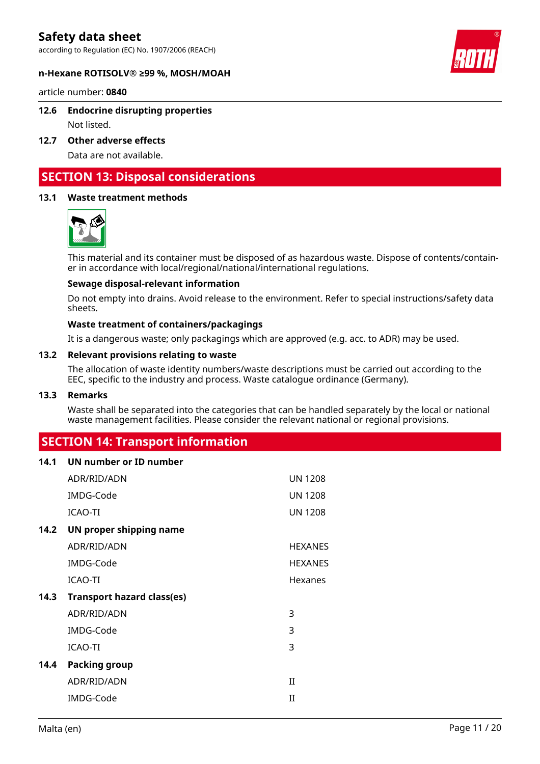### 12.6 Endocrine disrupting properties

Not listed.

### 12.7 Other adverse effects

Data are not available.

## SECTION 13: Disposal considerations

### 13.1 Waste treatment methods

This material and its container must be disposed of as hazardous waste. Dispose of contents/container in accordance with local/regional/national/international regulations.

**Sewage disposal-relevant information**

Do not empty into drains. Avoid release to the environment. Refer to special instructions/safety data sheets.

**Waste treatment of containers/packagings**

It is a dangerous waste; only packagings which are approved (e.g. acc. to ADR) may be used.

### 13.2 Relevant provisions relating to waste

The allocation of waste identity numbers/waste descriptions must be carried out according to the EEC, specific to the industry and process. Waste catalogue ordinance (Germany).

### 13.3 Remarks

Waste shall be separated into the categories that can be handled separately by the local or national waste management facilities. Please consider the relevant national or regional provisions.

## SECTION 14: Transport information

### 14.1 UN number or ID number

| | |
|---|---|
| ADR/RID/ADN | UN 1208 |
| IMDG-Code | UN 1208 |
| ICAO-TI | UN 1208 |

### 14.2 UN proper shipping name

| | |
|---|---|
| ADR/RID/ADN | HEXANES |
| IMDG-Code | HEXANES |
| ICAO-TI | Hexanes |

### 14.3 Transport hazard class(es)

| | |
|---|---|
| ADR/RID/ADN | 3 |
| IMDG-Code | 3 |
| ICAO-TI | 3 |

### 14.4 Packing group

| | |
|---|---|
| ADR/RID/ADN | II |
| IMDG-Code | II |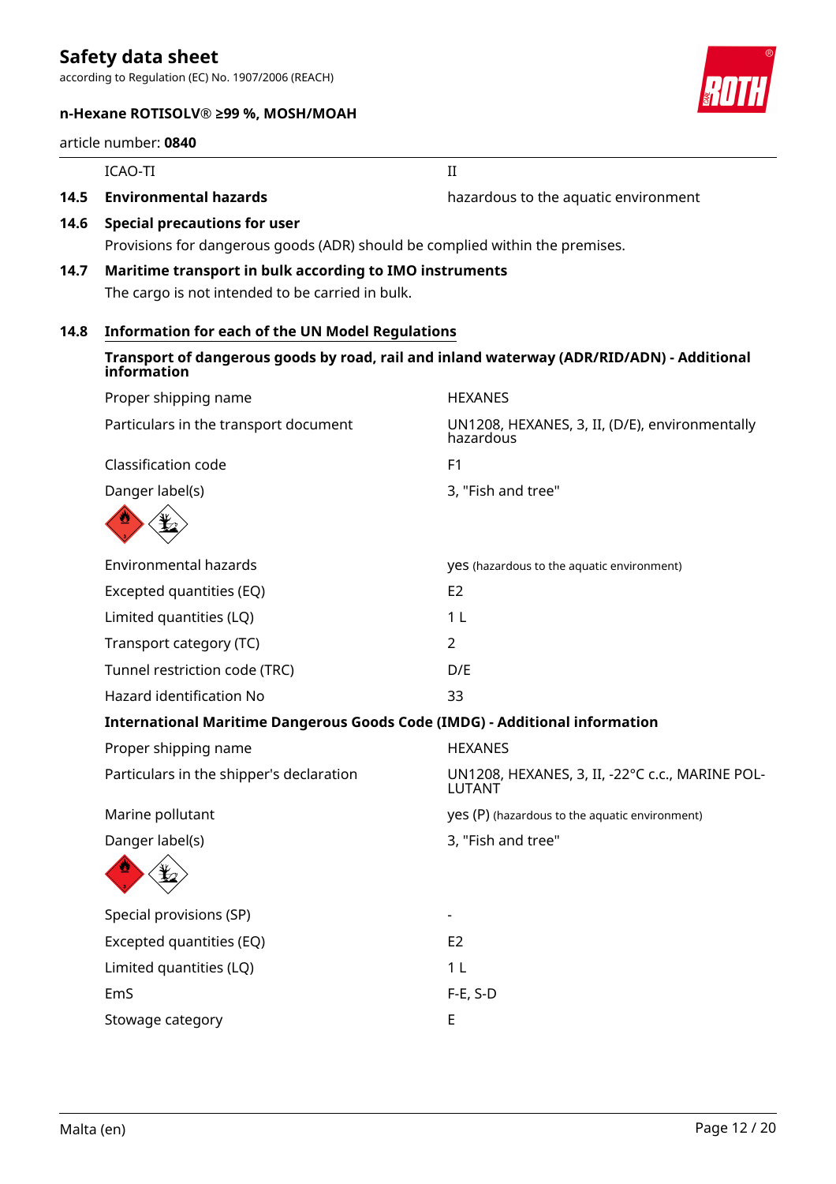| | |
|---|---|
| ICAO-TI | II |

### 14.5 Environmental hazards

hazardous to the aquatic environment

### 14.6 Special precautions for user

Provisions for dangerous goods (ADR) should be complied within the premises.

### 14.7 Maritime transport in bulk according to IMO instruments

The cargo is not intended to be carried in bulk.

### 14.8 Information for each of the UN Model Regulations

**Transport of dangerous goods by road, rail and inland waterway (ADR/RID/ADN) - Additional information**

| | |
|---|---|
| Proper shipping name | HEXANES |
| Particulars in the transport document | UN1208, HEXANES, 3, II, (D/E), environmentally hazardous |
| Classification code | F1 |
| Danger label(s) | 3, "Fish and tree" |
| Environmental hazards | yes (hazardous to the aquatic environment) |
| Excepted quantities (EQ) | E2 |
| Limited quantities (LQ) | 1 L |
| Transport category (TC) | 2 |
| Tunnel restriction code (TRC) | D/E |
| Hazard identification No | 33 |

**International Maritime Dangerous Goods Code (IMDG) - Additional information**

| | |
|---|---|
| Proper shipping name | HEXANES |
| Particulars in the shipper's declaration | UN1208, HEXANES, 3, II, -22°C c.c., MARINE POLLUTANT |
| Marine pollutant | yes (P) (hazardous to the aquatic environment) |
| Danger label(s) | 3, "Fish and tree" |
| Special provisions (SP) | - |
| Excepted quantities (EQ) | E2 |
| Limited quantities (LQ) | 1 L |
| EmS | F-E, S-D |
| Stowage category | E |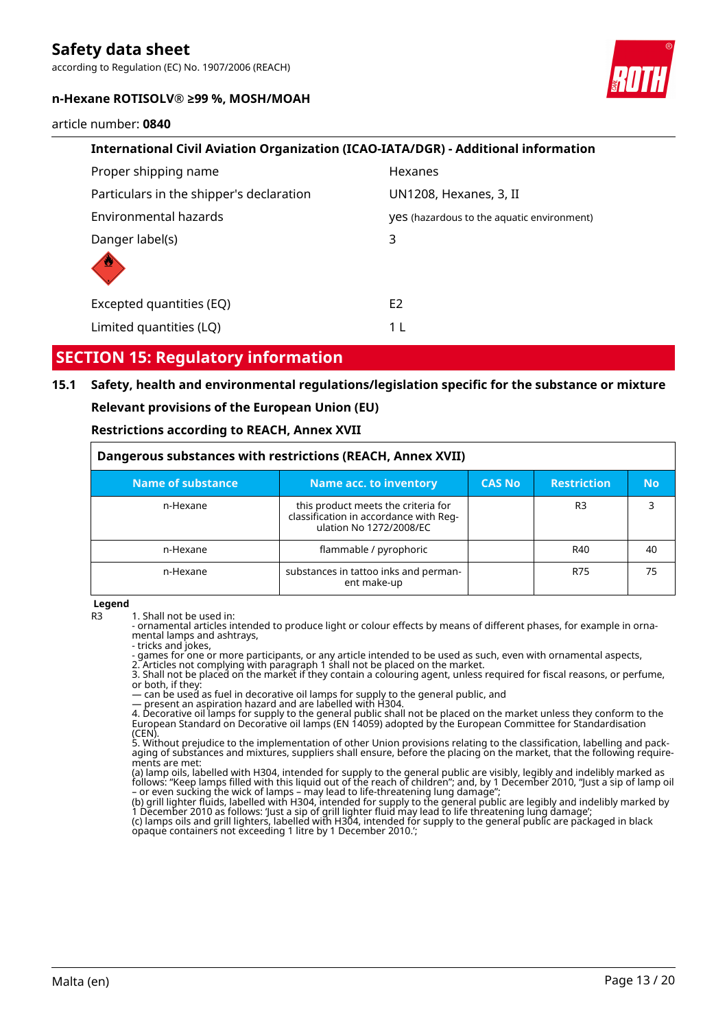#### International Civil Aviation Organization (ICAO-IATA/DGR) - Additional information

| | |
|---|---|
| Proper shipping name | Hexanes |
| Particulars in the shipper's declaration | UN1208, Hexanes, 3, II |
| Environmental hazards | yes (hazardous to the aquatic environment) |
| Danger label(s) | 3 |
| Excepted quantities (EQ) | E2 |
| Limited quantities (LQ) | 1 L |

## SECTION 15: Regulatory information

### 15.1 Safety, health and environmental regulations/legislation specific for the substance or mixture

**Relevant provisions of the European Union (EU)**

**Restrictions according to REACH, Annex XVII**

**Dangerous substances with restrictions (REACH, Annex XVII)**

| Name of substance | Name acc. to inventory | CAS No | Restriction | No |
|---|---|---|---|---|
| n-Hexane | this product meets the criteria for classification in accordance with Regulation No 1272/2008/EC | | R3 | 3 |
| n-Hexane | flammable / pyrophoric | | R40 | 40 |
| n-Hexane | substances in tattoo inks and permanent make-up | | R75 | 75 |

**Legend**

R3
1. Shall not be used in:
- ornamental articles intended to produce light or colour effects by means of different phases, for example in ornamental lamps and ashtrays,
- tricks and jokes,
- games for one or more participants, or any article intended to be used as such, even with ornamental aspects,
2. Articles not complying with paragraph 1 shall not be placed on the market.
3. Shall not be placed on the market if they contain a colouring agent, unless required for fiscal reasons, or perfume, or both, if they:
— can be used as fuel in decorative oil lamps for supply to the general public, and
— present an aspiration hazard and are labelled with H304.
4. Decorative oil lamps for supply to the general public shall not be placed on the market unless they conform to the European Standard on Decorative oil lamps (EN 14059) adopted by the European Committee for Standardisation (CEN).
5. Without prejudice to the implementation of other Union provisions relating to the classification, labelling and packaging of substances and mixtures, suppliers shall ensure, before the placing on the market, that the following requirements are met:
(a) lamp oils, labelled with H304, intended for supply to the general public are visibly, legibly and indelibly marked as follows: "Keep lamps filled with this liquid out of the reach of children"; and, by 1 December 2010, "Just a sip of lamp oil – or even sucking the wick of lamps – may lead to life-threatening lung damage";
(b) grill lighter fluids, labelled with H304, intended for supply to the general public are legibly and indelibly marked by 1 December 2010 as follows: 'Just a sip of grill lighter fluid may lead to life threatening lung damage';
(c) lamps oils and grill lighters, labelled with H304, intended for supply to the general public are packaged in black opaque containers not exceeding 1 litre by 1 December 2010.';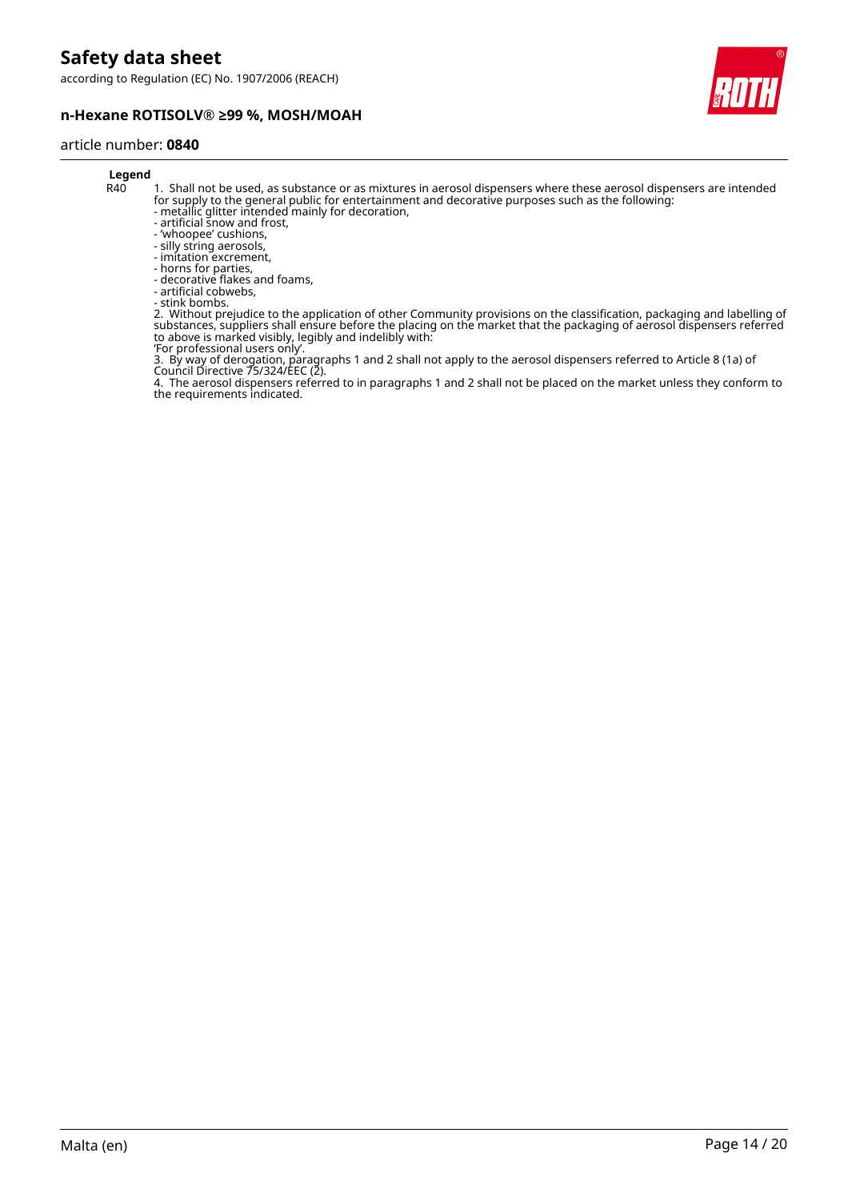**Legend**

| | |
|---|---|
| R40 | 1. Shall not be used, as substance or as mixtures in aerosol dispensers where these aerosol dispensers are intended for supply to the general public for entertainment and decorative purposes such as the following:<br>- metallic glitter intended mainly for decoration,<br>- artificial snow and frost,<br>- 'whoopee' cushions,<br>- silly string aerosols,<br>- imitation excrement,<br>- horns for parties,<br>- decorative flakes and foams,<br>- artificial cobwebs,<br>- stink bombs.<br>2. Without prejudice to the application of other Community provisions on the classification, packaging and labelling of substances, suppliers shall ensure before the placing on the market that the packaging of aerosol dispensers referred to above is marked visibly, legibly and indelibly with:<br>'For professional users only'.<br>3. By way of derogation, paragraphs 1 and 2 shall not apply to the aerosol dispensers referred to Article 8 (1a) of Council Directive 75/324/EEC (2).<br>4. The aerosol dispensers referred to in paragraphs 1 and 2 shall not be placed on the market unless they conform to the requirements indicated. |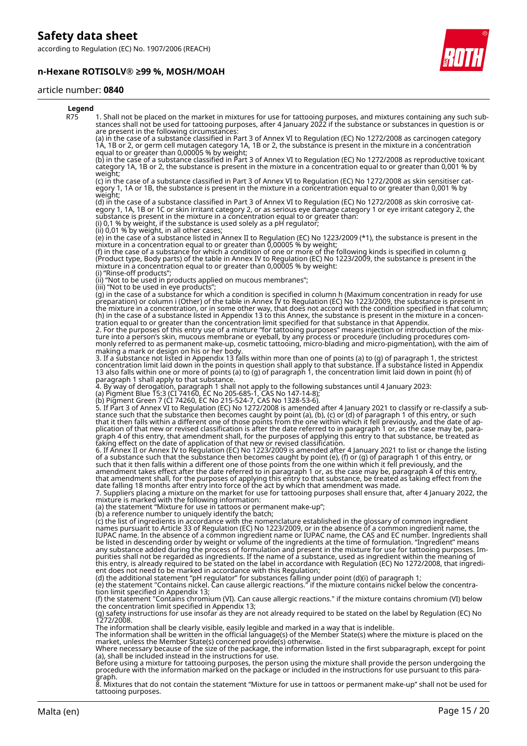**Legend**

R75 1. Shall not be placed on the market in mixtures for use for tattooing purposes, and mixtures containing any such substances shall not be used for tattooing purposes, after 4 January 2022 if the substance or substances in question is or are present in the following circumstances:
(a) in the case of a substance classified in Part 3 of Annex VI to Regulation (EC) No 1272/2008 as carcinogen category 1A, 1B or 2, or germ cell mutagen category 1A, 1B or 2, the substance is present in the mixture in a concentration equal to or greater than 0,00005 % by weight;
(b) in the case of a substance classified in Part 3 of Annex VI to Regulation (EC) No 1272/2008 as reproductive toxicant category 1A, 1B or 2, the substance is present in the mixture in a concentration equal to or greater than 0,001 % by weight;
(c) in the case of a substance classified in Part 3 of Annex VI to Regulation (EC) No 1272/2008 as skin sensitiser category 1, 1A or 1B, the substance is present in the mixture in a concentration equal to or greater than 0,001 % by weight;
(d) in the case of a substance classified in Part 3 of Annex VI to Regulation (EC) No 1272/2008 as skin corrosive category 1, 1A, 1B or 1C or skin irritant category 2, or as serious eye damage category 1 or eye irritant category 2, the substance is present in the mixture in a concentration equal to or greater than:
(i) 0,1 % by weight, if the substance is used solely as a pH regulator;
(ii) 0,01 % by weight, in all other cases;
(e) in the case of a substance listed in Annex II to Regulation (EC) No 1223/2009 (*1), the substance is present in the mixture in a concentration equal to or greater than 0,00005 % by weight;
(f) in the case of a substance for which a condition of one or more of the following kinds is specified in column g (Product type, Body parts) of the table in Annex IV to Regulation (EC) No 1223/2009, the substance is present in the mixture in a concentration equal to or greater than 0,00005 % by weight:
(i) "Rinse-off products";
(ii) "Not to be used in products applied on mucous membranes";
(iii) "Not to be used in eye products";
(g) in the case of a substance for which a condition is specified in column h (Maximum concentration in ready for use preparation) or column i (Other) of the table in Annex IV to Regulation (EC) No 1223/2009, the substance is present in the mixture in a concentration, or in some other way, that does not accord with the condition specified in that column;
(h) in the case of a substance listed in Appendix 13 to this Annex, the substance is present in the mixture in a concentration equal to or greater than the concentration limit specified for that substance in that Appendix.
2. For the purposes of this entry use of a mixture "for tattooing purposes" means injection or introduction of the mixture into a person's skin, mucous membrane or eyeball, by any process or procedure (including procedures commonly referred to as permanent make-up, cosmetic tattooing, micro-blading and micro-pigmentation), with the aim of making a mark or design on his or her body.
3. If a substance not listed in Appendix 13 falls within more than one of points (a) to (g) of paragraph 1, the strictest concentration limit laid down in the points in question shall apply to that substance. If a substance listed in Appendix 13 also falls within one or more of points (a) to (g) of paragraph 1, the concentration limit laid down in point (h) of paragraph 1 shall apply to that substance.
4. By way of derogation, paragraph 1 shall not apply to the following substances until 4 January 2023:
(a) Pigment Blue 15:3 (CI 74160, EC No 205-685-1, CAS No 147-14-8);
(b) Pigment Green 7 (CI 74260, EC No 215-524-7, CAS No 1328-53-6).
5. If Part 3 of Annex VI to Regulation (EC) No 1272/2008 is amended after 4 January 2021 to classify or re-classify a substance such that the substance then becomes caught by point (a), (b), (c) or (d) of paragraph 1 of this entry, or such that it then falls within a different one of those points from the one within which it fell previously, and the date of application of that new or revised classification is after the date referred to in paragraph 1 or, as the case may be, paragraph 4 of this entry, that amendment shall, for the purposes of applying this entry to that substance, be treated as taking effect on the date of application of that new or revised classification.
6. If Annex II or Annex IV to Regulation (EC) No 1223/2009 is amended after 4 January 2021 to list or change the listing of a substance such that the substance then becomes caught by point (e), (f) or (g) of paragraph 1 of this entry, or such that it then falls within a different one of those points from the one within which it fell previously, and the amendment takes effect after the date referred to in paragraph 1 or, as the case may be, paragraph 4 of this entry, that amendment shall, for the purposes of applying this entry to that substance, be treated as taking effect from the date falling 18 months after entry into force of the act by which that amendment was made.
7. Suppliers placing a mixture on the market for use for tattooing purposes shall ensure that, after 4 January 2022, the mixture is marked with the following information:
(a) the statement "Mixture for use in tattoos or permanent make-up";
(b) a reference number to uniquely identify the batch;
(c) the list of ingredients in accordance with the nomenclature established in the glossary of common ingredient names pursuant to Article 33 of Regulation (EC) No 1223/2009, or in the absence of a common ingredient name, the IUPAC name. In the absence of a common ingredient name or IUPAC name, the CAS and EC number. Ingredients shall be listed in descending order by weight or volume of the ingredients at the time of formulation. "Ingredient" means any substance added during the process of formulation and present in the mixture for use for tattooing purposes. Impurities shall not be regarded as ingredients. If the name of a substance, used as ingredient within the meaning of this entry, is already required to be stated on the label in accordance with Regulation (EC) No 1272/2008, that ingredient does not need to be marked in accordance with this Regulation;
(d) the additional statement "pH regulator" for substances falling under point (d)(i) of paragraph 1;
(e) the statement "Contains nickel. Can cause allergic reactions." if the mixture contains nickel below the concentration limit specified in Appendix 13;
(f) the statement "Contains chromium (VI). Can cause allergic reactions." if the mixture contains chromium (VI) below the concentration limit specified in Appendix 13;
(g) safety instructions for use insofar as they are not already required to be stated on the label by Regulation (EC) No 1272/2008.
The information shall be clearly visible, easily legible and marked in a way that is indelible.
The information shall be written in the official language(s) of the Member State(s) where the mixture is placed on the market, unless the Member State(s) concerned provide(s) otherwise.
Where necessary because of the size of the package, the information listed in the first subparagraph, except for point (a), shall be included instead in the instructions for use.
Before using a mixture for tattooing purposes, the person using the mixture shall provide the person undergoing the procedure with the information marked on the package or included in the instructions for use pursuant to this paragraph.
8. Mixtures that do not contain the statement "Mixture for use in tattoos or permanent make-up" shall not be used for tattooing purposes.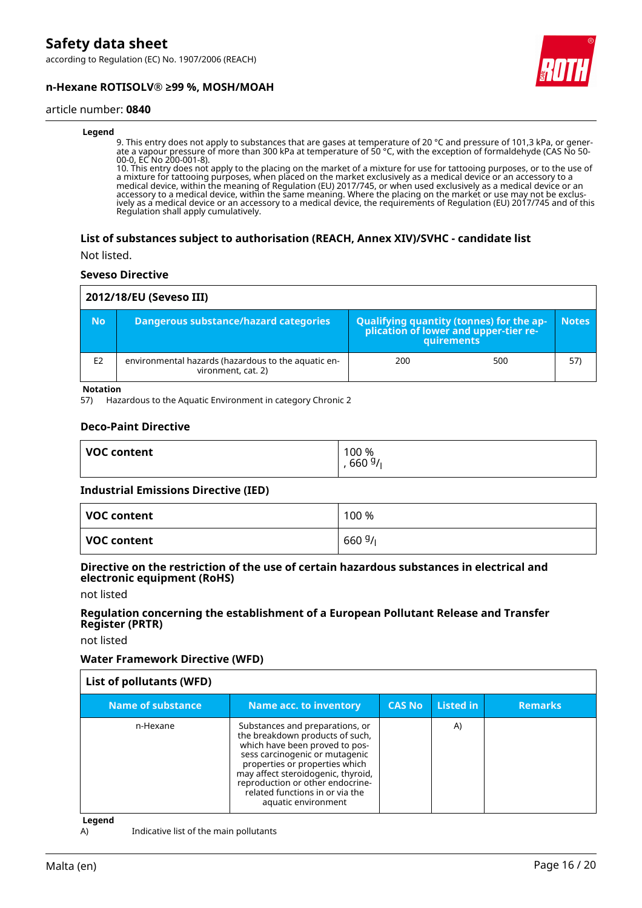**Legend**

9. This entry does not apply to substances that are gases at temperature of 20 °C and pressure of 101,3 kPa, or generate a vapour pressure of more than 300 kPa at temperature of 50 °C, with the exception of formaldehyde (CAS No 50-00-0, EC No 200-001-8).
10. This entry does not apply to the placing on the market of a mixture for use for tattooing purposes, or to the use of a mixture for tattooing purposes, when placed on the market exclusively as a medical device or an accessory to a medical device, within the meaning of Regulation (EU) 2017/745, or when used exclusively as a medical device or an accessory to a medical device, within the same meaning. Where the placing on the market or use may not be exclusively as a medical device or an accessory to a medical device, the requirements of Regulation (EU) 2017/745 and of this Regulation shall apply cumulatively.

### List of substances subject to authorisation (REACH, Annex XIV)/SVHC - candidate list

Not listed.

### Seveso Directive

**2012/18/EU (Seveso III)**

| No | Dangerous substance/hazard categories | Qualifying quantity (tonnes) for the application of lower and upper-tier requirements | | Notes |
|---|---|---|---|---|
| E2 | environmental hazards (hazardous to the aquatic environment, cat. 2) | 200 | 500 | 57) |

**Notation**
57) Hazardous to the Aquatic Environment in category Chronic 2

### Deco-Paint Directive

| VOC content | 100 % , 660 g/l |
|---|---|

### Industrial Emissions Directive (IED)

| VOC content | 100 % |
|---|---|
| VOC content | 660 g/l |

### Directive on the restriction of the use of certain hazardous substances in electrical and electronic equipment (RoHS)

not listed

### Regulation concerning the establishment of a European Pollutant Release and Transfer Register (PRTR)

not listed

### Water Framework Directive (WFD)

**List of pollutants (WFD)**

| Name of substance | Name acc. to inventory | CAS No | Listed in | Remarks |
|---|---|---|---|---|
| n-Hexane | Substances and preparations, or the breakdown products of such, which have been proved to possess carcinogenic or mutagenic properties or properties which may affect steroidogenic, thyroid, reproduction or other endocrine-related functions in or via the aquatic environment | | A) | |

**Legend**
A) Indicative list of the main pollutants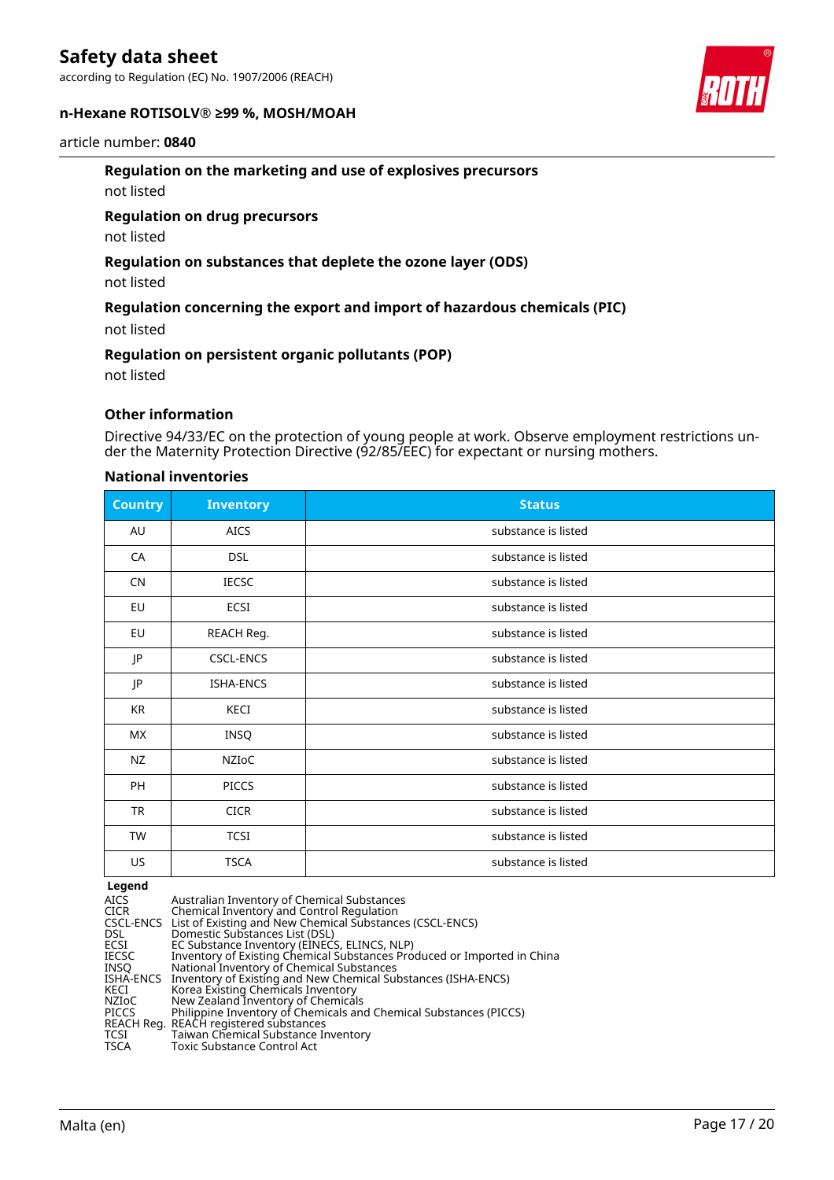**Regulation on the marketing and use of explosives precursors**

not listed

**Regulation on drug precursors**

not listed

**Regulation on substances that deplete the ozone layer (ODS)**

not listed

**Regulation concerning the export and import of hazardous chemicals (PIC)**

not listed

**Regulation on persistent organic pollutants (POP)**

not listed

**Other information**

Directive 94/33/EC on the protection of young people at work. Observe employment restrictions under the Maternity Protection Directive (92/85/EEC) for expectant or nursing mothers.

**National inventories**

| Country | Inventory | Status |
|---|---|---|
| AU | AICS | substance is listed |
| CA | DSL | substance is listed |
| CN | IECSC | substance is listed |
| EU | ECSI | substance is listed |
| EU | REACH Reg. | substance is listed |
| JP | CSCL-ENCS | substance is listed |
| JP | ISHA-ENCS | substance is listed |
| KR | KECI | substance is listed |
| MX | INSQ | substance is listed |
| NZ | NZIoC | substance is listed |
| PH | PICCS | substance is listed |
| TR | CICR | substance is listed |
| TW | TCSI | substance is listed |
| US | TSCA | substance is listed |

**Legend**

| | |
|---|---|
| AICS | Australian Inventory of Chemical Substances |
| CICR | Chemical Inventory and Control Regulation |
| CSCL-ENCS | List of Existing and New Chemical Substances (CSCL-ENCS) |
| DSL | Domestic Substances List (DSL) |
| ECSI | EC Substance Inventory (EINECS, ELINCS, NLP) |
| IECSC | Inventory of Existing Chemical Substances Produced or Imported in China |
| INSQ | National Inventory of Chemical Substances |
| ISHA-ENCS | Inventory of Existing and New Chemical Substances (ISHA-ENCS) |
| KECI | Korea Existing Chemicals Inventory |
| NZIoC | New Zealand Inventory of Chemicals |
| PICCS | Philippine Inventory of Chemicals and Chemical Substances (PICCS) |
| REACH Reg. | REACH registered substances |
| TCSI | Taiwan Chemical Substance Inventory |
| TSCA | Toxic Substance Control Act |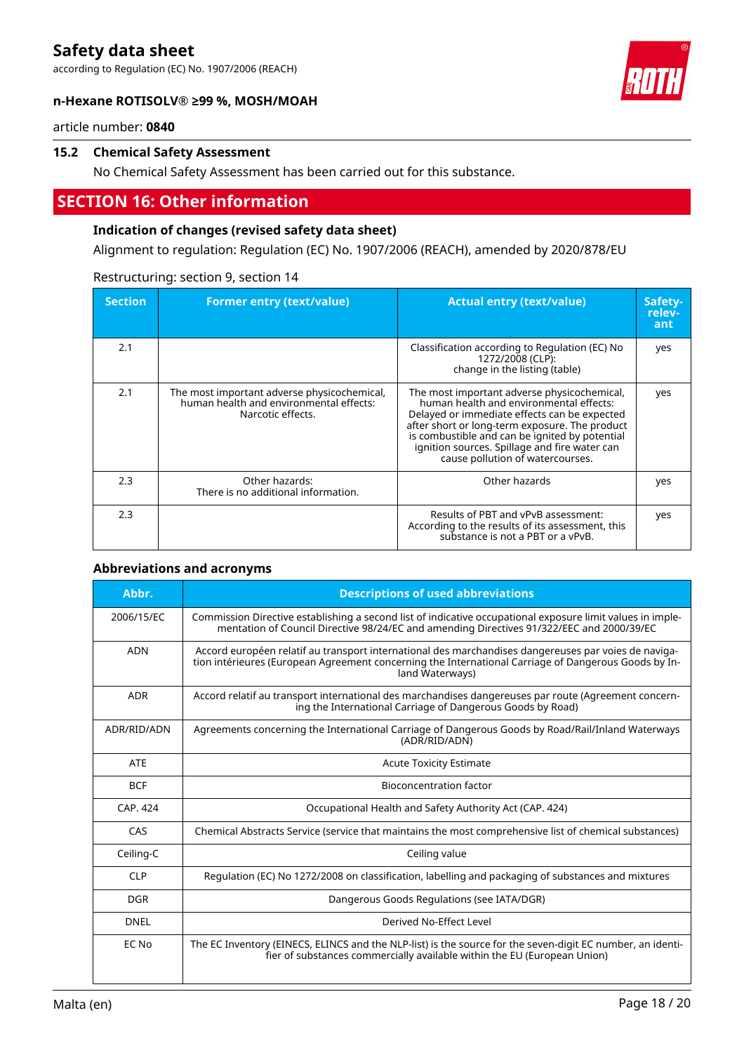### 15.2 Chemical Safety Assessment

No Chemical Safety Assessment has been carried out for this substance.

## SECTION 16: Other information

### Indication of changes (revised safety data sheet)

Alignment to regulation: Regulation (EC) No. 1907/2006 (REACH), amended by 2020/878/EU

Restructuring: section 9, section 14

| Section | Former entry (text/value) | Actual entry (text/value) | Safety-relevant |
|---|---|---|---|
| 2.1 | | Classification according to Regulation (EC) No 1272/2008 (CLP): change in the listing (table) | yes |
| 2.1 | The most important adverse physicochemical, human health and environmental effects: Narcotic effects. | The most important adverse physicochemical, human health and environmental effects: Delayed or immediate effects can be expected after short or long-term exposure. The product is combustible and can be ignited by potential ignition sources. Spillage and fire water can cause pollution of watercourses. | yes |
| 2.3 | Other hazards: There is no additional information. | Other hazards | yes |
| 2.3 | | Results of PBT and vPvB assessment: According to the results of its assessment, this substance is not a PBT or a vPvB. | yes |

### Abbreviations and acronyms

| Abbr. | Descriptions of used abbreviations |
|---|---|
| 2006/15/EC | Commission Directive establishing a second list of indicative occupational exposure limit values in implementation of Council Directive 98/24/EC and amending Directives 91/322/EEC and 2000/39/EC |
| ADN | Accord européen relatif au transport international des marchandises dangereuses par voies de navigation intérieures (European Agreement concerning the International Carriage of Dangerous Goods by Inland Waterways) |
| ADR | Accord relatif au transport international des marchandises dangereuses par route (Agreement concerning the International Carriage of Dangerous Goods by Road) |
| ADR/RID/ADN | Agreements concerning the International Carriage of Dangerous Goods by Road/Rail/Inland Waterways (ADR/RID/ADN) |
| ATE | Acute Toxicity Estimate |
| BCF | Bioconcentration factor |
| CAP. 424 | Occupational Health and Safety Authority Act (CAP. 424) |
| CAS | Chemical Abstracts Service (service that maintains the most comprehensive list of chemical substances) |
| Ceiling-C | Ceiling value |
| CLP | Regulation (EC) No 1272/2008 on classification, labelling and packaging of substances and mixtures |
| DGR | Dangerous Goods Regulations (see IATA/DGR) |
| DNEL | Derived No-Effect Level |
| EC No | The EC Inventory (EINECS, ELINCS and the NLP-list) is the source for the seven-digit EC number, an identifier of substances commercially available within the EU (European Union) |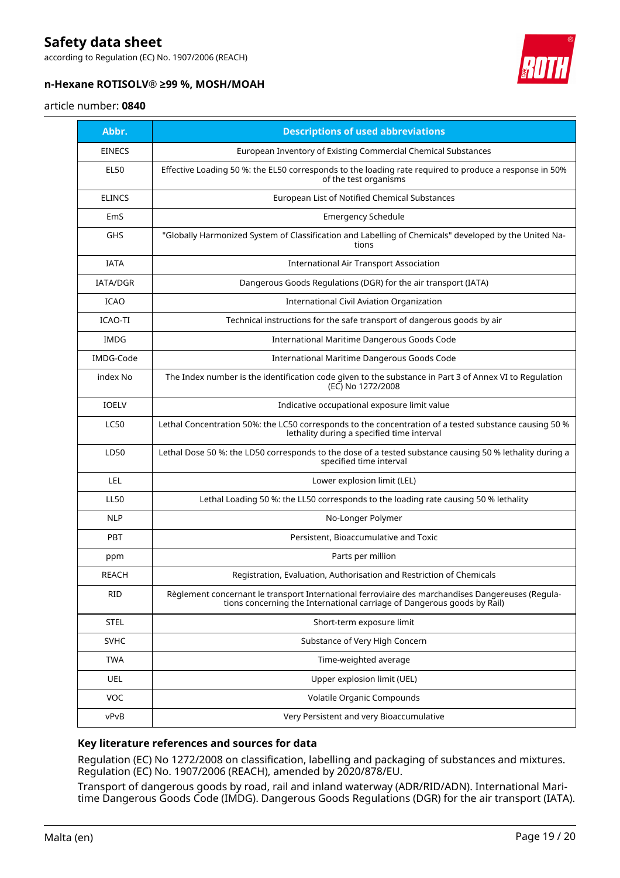| Abbr. | Descriptions of used abbreviations |
|---|---|
| EINECS | European Inventory of Existing Commercial Chemical Substances |
| EL50 | Effective Loading 50 %: the EL50 corresponds to the loading rate required to produce a response in 50% of the test organisms |
| ELINCS | European List of Notified Chemical Substances |
| EmS | Emergency Schedule |
| GHS | "Globally Harmonized System of Classification and Labelling of Chemicals" developed by the United Nations |
| IATA | International Air Transport Association |
| IATA/DGR | Dangerous Goods Regulations (DGR) for the air transport (IATA) |
| ICAO | International Civil Aviation Organization |
| ICAO-TI | Technical instructions for the safe transport of dangerous goods by air |
| IMDG | International Maritime Dangerous Goods Code |
| IMDG-Code | International Maritime Dangerous Goods Code |
| index No | The Index number is the identification code given to the substance in Part 3 of Annex VI to Regulation (EC) No 1272/2008 |
| IOELV | Indicative occupational exposure limit value |
| LC50 | Lethal Concentration 50%: the LC50 corresponds to the concentration of a tested substance causing 50 % lethality during a specified time interval |
| LD50 | Lethal Dose 50 %: the LD50 corresponds to the dose of a tested substance causing 50 % lethality during a specified time interval |
| LEL | Lower explosion limit (LEL) |
| LL50 | Lethal Loading 50 %: the LL50 corresponds to the loading rate causing 50 % lethality |
| NLP | No-Longer Polymer |
| PBT | Persistent, Bioaccumulative and Toxic |
| ppm | Parts per million |
| REACH | Registration, Evaluation, Authorisation and Restriction of Chemicals |
| RID | Règlement concernant le transport International ferroviaire des marchandises Dangereuses (Regulations concerning the International carriage of Dangerous goods by Rail) |
| STEL | Short-term exposure limit |
| SVHC | Substance of Very High Concern |
| TWA | Time-weighted average |
| UEL | Upper explosion limit (UEL) |
| VOC | Volatile Organic Compounds |
| vPvB | Very Persistent and very Bioaccumulative |

### Key literature references and sources for data

Regulation (EC) No 1272/2008 on classification, labelling and packaging of substances and mixtures. Regulation (EC) No. 1907/2006 (REACH), amended by 2020/878/EU.

Transport of dangerous goods by road, rail and inland waterway (ADR/RID/ADN). International Maritime Dangerous Goods Code (IMDG). Dangerous Goods Regulations (DGR) for the air transport (IATA).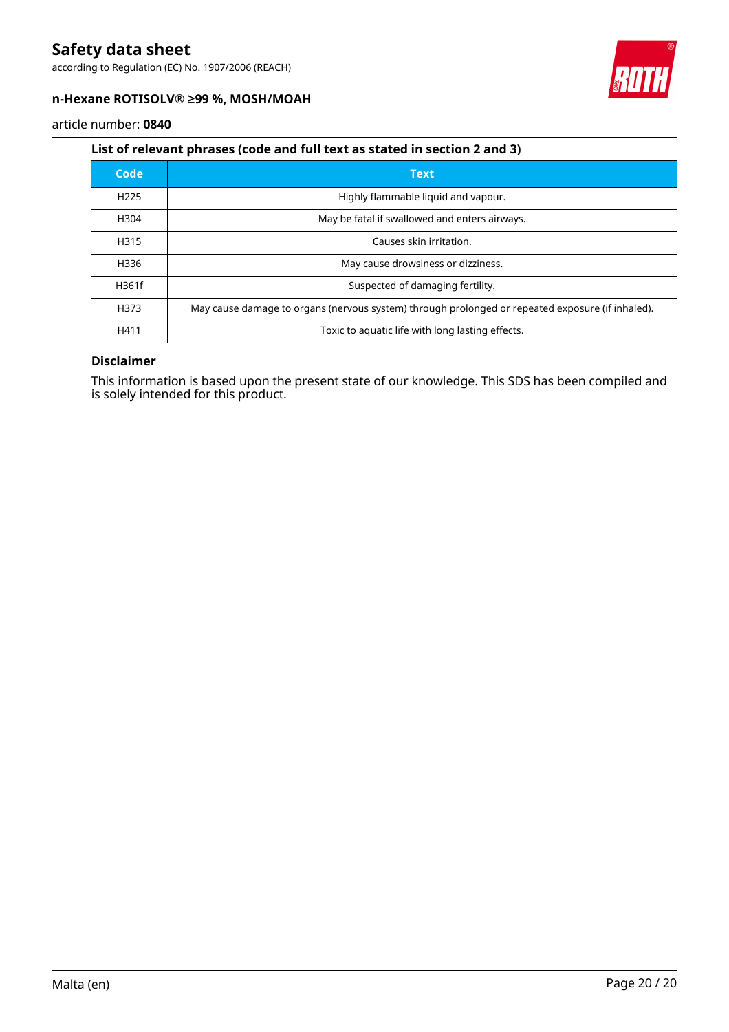### List of relevant phrases (code and full text as stated in section 2 and 3)

| Code | Text |
|---|---|
| H225 | Highly flammable liquid and vapour. |
| H304 | May be fatal if swallowed and enters airways. |
| H315 | Causes skin irritation. |
| H336 | May cause drowsiness or dizziness. |
| H361f | Suspected of damaging fertility. |
| H373 | May cause damage to organs (nervous system) through prolonged or repeated exposure (if inhaled). |
| H411 | Toxic to aquatic life with long lasting effects. |

### Disclaimer

This information is based upon the present state of our knowledge. This SDS has been compiled and is solely intended for this product.